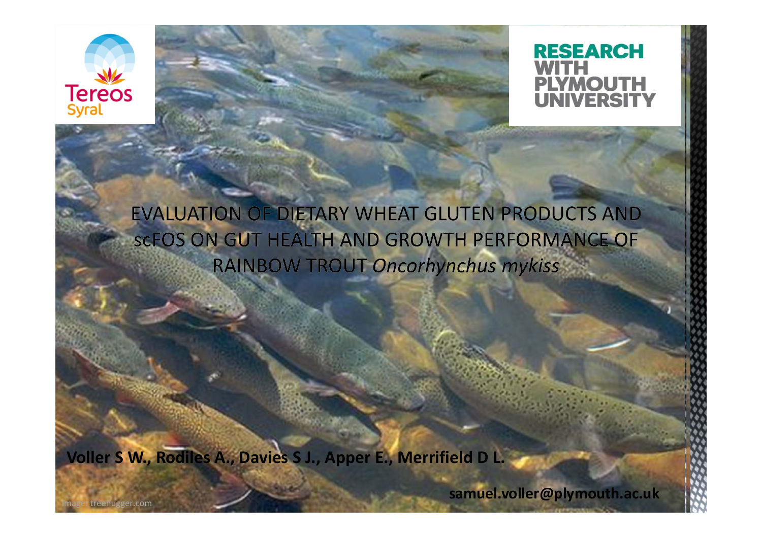Tereos Syral

RESEARCH WITH PLYMOUTH UNIVERSITY

# EVALUATION OF DIETARY WHEAT GLUTEN PRODUCTS AND scFOS ON GUT HEALTH AND GROWTH PERFORMANCE OF RAINBOW TROUT *Oncorhynchus mykiss*

**Voller S W., Rodiles A., Davies S J., Apper E., Merrifield D L.**

**samuel.voller@plymouth.ac.uk**

image: treehugger.com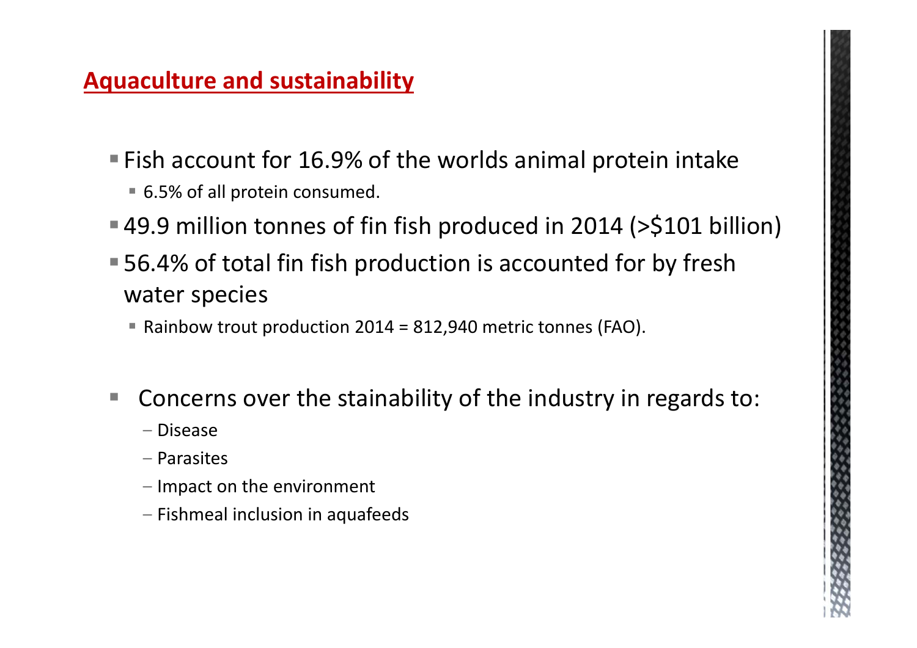## Aquaculture and sustainability

- Fish account for 16.9% of the worlds animal protein intake
  - 6.5% of all protein consumed.
- 49.9 million tonnes of fin fish produced in 2014 (>$101 billion)
- 56.4% of total fin fish production is accounted for by fresh water species
  - Rainbow trout production 2014 = 812,940 metric tonnes (FAO).

- Concerns over the stainability of the industry in regards to:
  - Disease
  - Parasites
  - Impact on the environment
  - Fishmeal inclusion in aquafeeds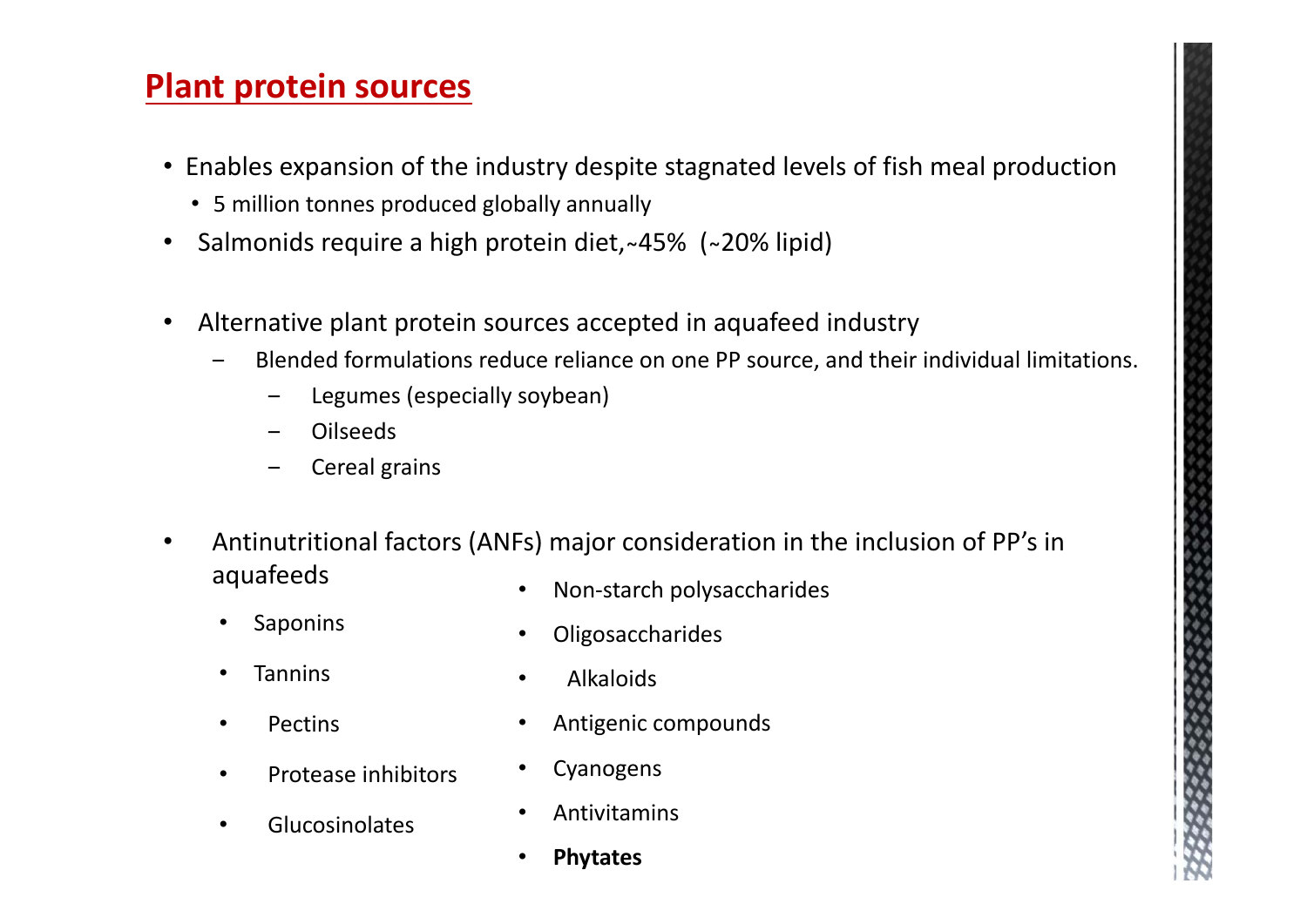## Plant protein sources

- Enables expansion of the industry despite stagnated levels of fish meal production
  - 5 million tonnes produced globally annually
- Salmonids require a high protein diet,~45% (~20% lipid)

- Alternative plant protein sources accepted in aquafeed industry
  - Blended formulations reduce reliance on one PP source, and their individual limitations.
    - Legumes (especially soybean)
    - Oilseeds
    - Cereal grains

- Antinutritional factors (ANFs) major consideration in the inclusion of PP's in aquafeeds
  - Saponins
  - Tannins
  - Pectins
  - Protease inhibitors
  - Glucosinolates
  - Non-starch polysaccharides
  - Oligosaccharides
  - Alkaloids
  - Antigenic compounds
  - Cyanogens
  - Antivitamins
  - **Phytates**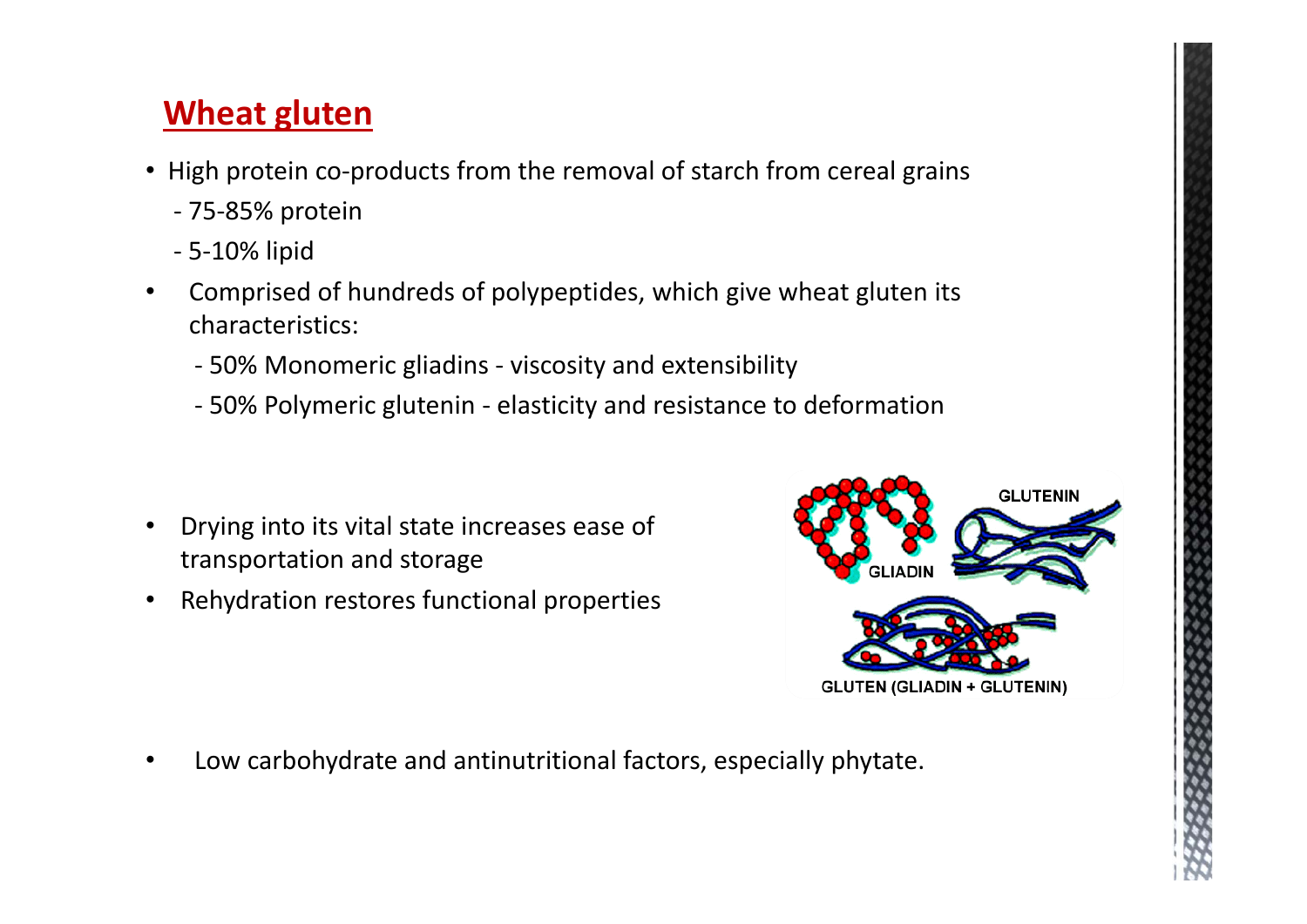## Wheat gluten

- High protein co-products from the removal of starch from cereal grains
  - 75-85% protein
  - 5-10% lipid
- Comprised of hundreds of polypeptides, which give wheat gluten its characteristics:
  - 50% Monomeric gliadins - viscosity and extensibility
  - 50% Polymeric glutenin - elasticity and resistance to deformation

- Drying into its vital state increases ease of transportation and storage
- Rehydration restores functional properties

GLIADIN

GLUTENIN

GLUTEN (GLIADIN + GLUTENIN)

- Low carbohydrate and antinutritional factors, especially phytate.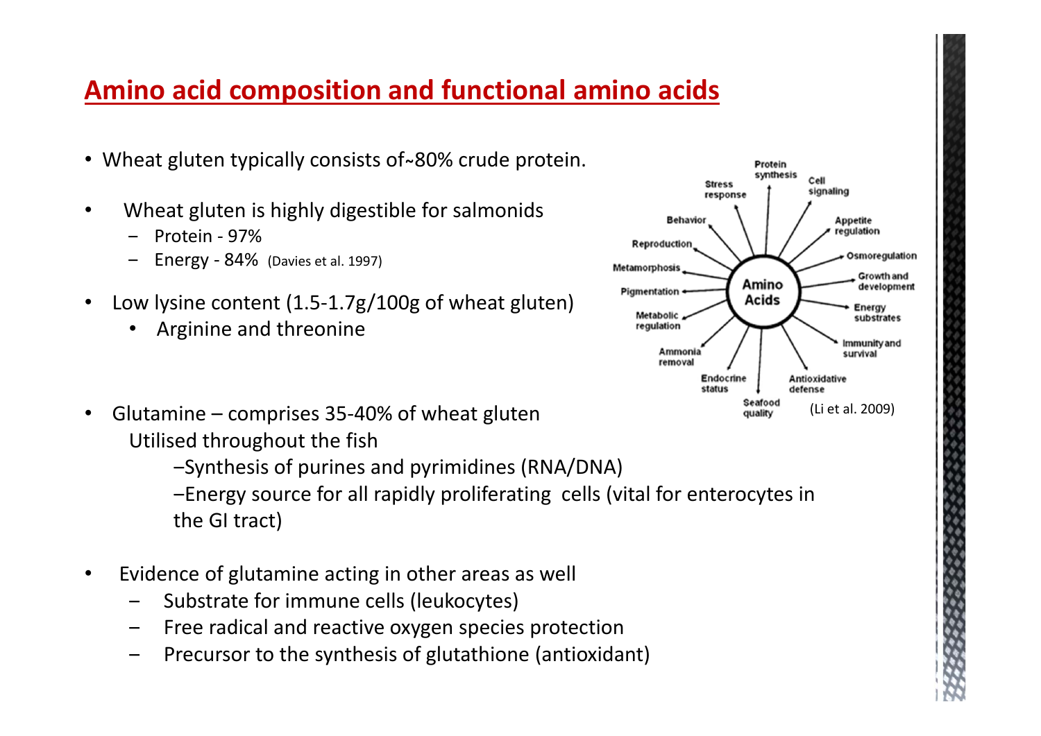## Amino acid composition and functional amino acids

- Wheat gluten typically consists of~80% crude protein.
- Wheat gluten is highly digestible for salmonids
  - Protein - 97%
  - Energy - 84% (Davies et al. 1997)
- Low lysine content (1.5-1.7g/100g of wheat gluten)
  - Arginine and threonine

Protein synthesis
Cell signaling
Appetite regulation
Osmoregulation
Growth and development
Energy substrates
Immunity and survival
Antioxidative defense
Seafood quality
Endocrine status
Ammonia removal
Metabolic regulation
Pigmentation
Metamorphosis
Reproduction
Behavior
Stress response
Amino Acids

(Li et al. 2009)

- Glutamine – comprises 35-40% of wheat gluten
  Utilised throughout the fish
  - Synthesis of purines and pyrimidines (RNA/DNA)
  - Energy source for all rapidly proliferating cells (vital for enterocytes in the GI tract)
- Evidence of glutamine acting in other areas as well
  - Substrate for immune cells (leukocytes)
  - Free radical and reactive oxygen species protection
  - Precursor to the synthesis of glutathione (antioxidant)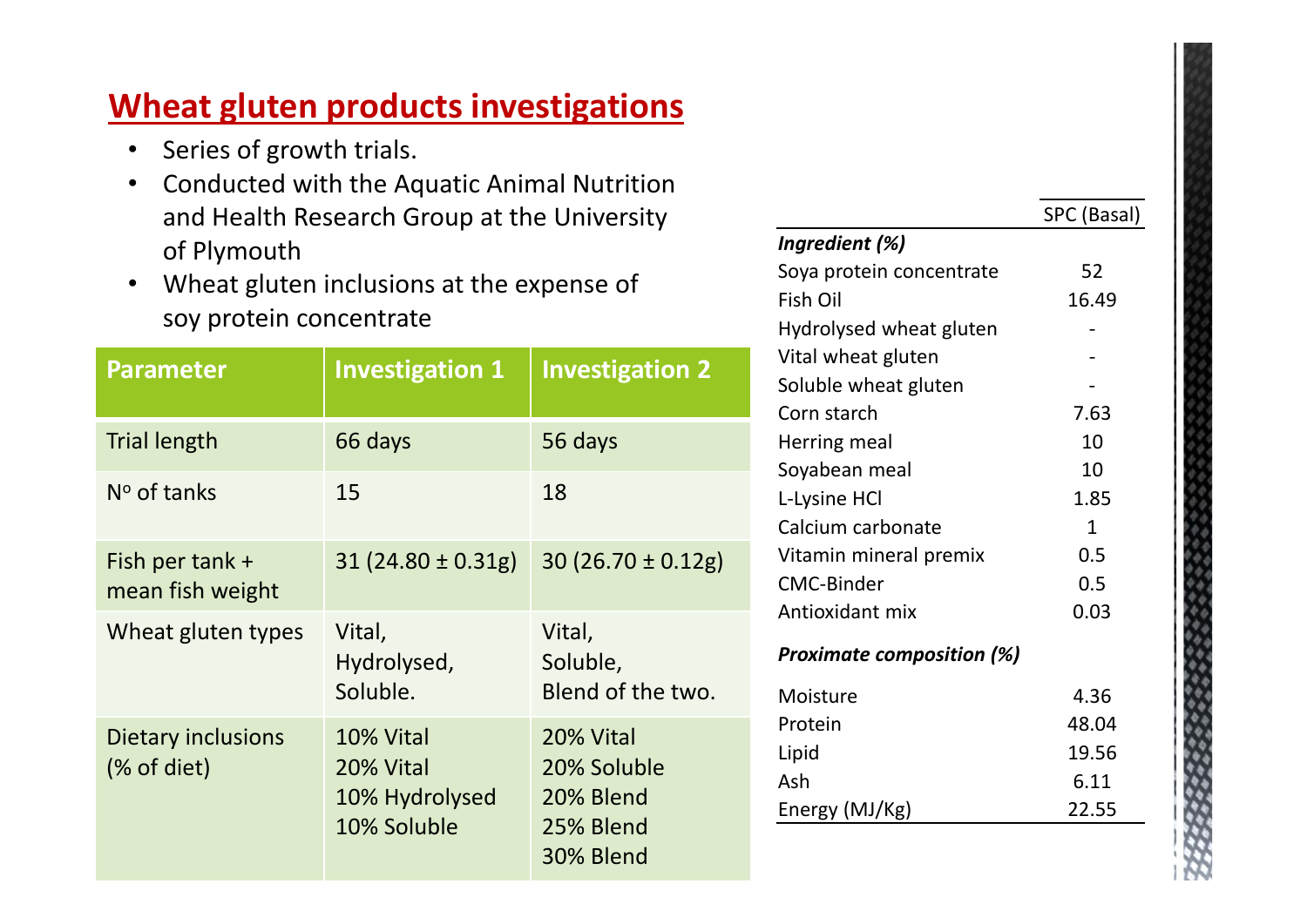# Wheat gluten products investigations

- Series of growth trials.
- Conducted with the Aquatic Animal Nutrition and Health Research Group at the University of Plymouth
- Wheat gluten inclusions at the expense of soy protein concentrate

| Parameter | Investigation 1 | Investigation 2 |
|---|---|---|
| Trial length | 66 days | 56 days |
| Nº of tanks | 15 | 18 |
| Fish per tank + mean fish weight | 31 (24.80 ± 0.31g) | 30 (26.70 ± 0.12g) |
| Wheat gluten types | Vital, Hydrolysed, Soluble. | Vital, Soluble, Blend of the two. |
| Dietary inclusions (% of diet) | 10% Vital<br>20% Vital<br>10% Hydrolysed<br>10% Soluble | 20% Vital<br>20% Soluble<br>20% Blend<br>25% Blend<br>30% Blend |

| | SPC (Basal) |
|---|---|
| ***Ingredient (%)*** | |
| Soya protein concentrate | 52 |
| Fish Oil | 16.49 |
| Hydrolysed wheat gluten | - |
| Vital wheat gluten | - |
| Soluble wheat gluten | - |
| Corn starch | 7.63 |
| Herring meal | 10 |
| Soyabean meal | 10 |
| L-Lysine HCl | 1.85 |
| Calcium carbonate | 1 |
| Vitamin mineral premix | 0.5 |
| CMC-Binder | 0.5 |
| Antioxidant mix | 0.03 |
| ***Proximate composition (%)*** | |
| Moisture | 4.36 |
| Protein | 48.04 |
| Lipid | 19.56 |
| Ash | 6.11 |
| Energy (MJ/Kg) | 22.55 |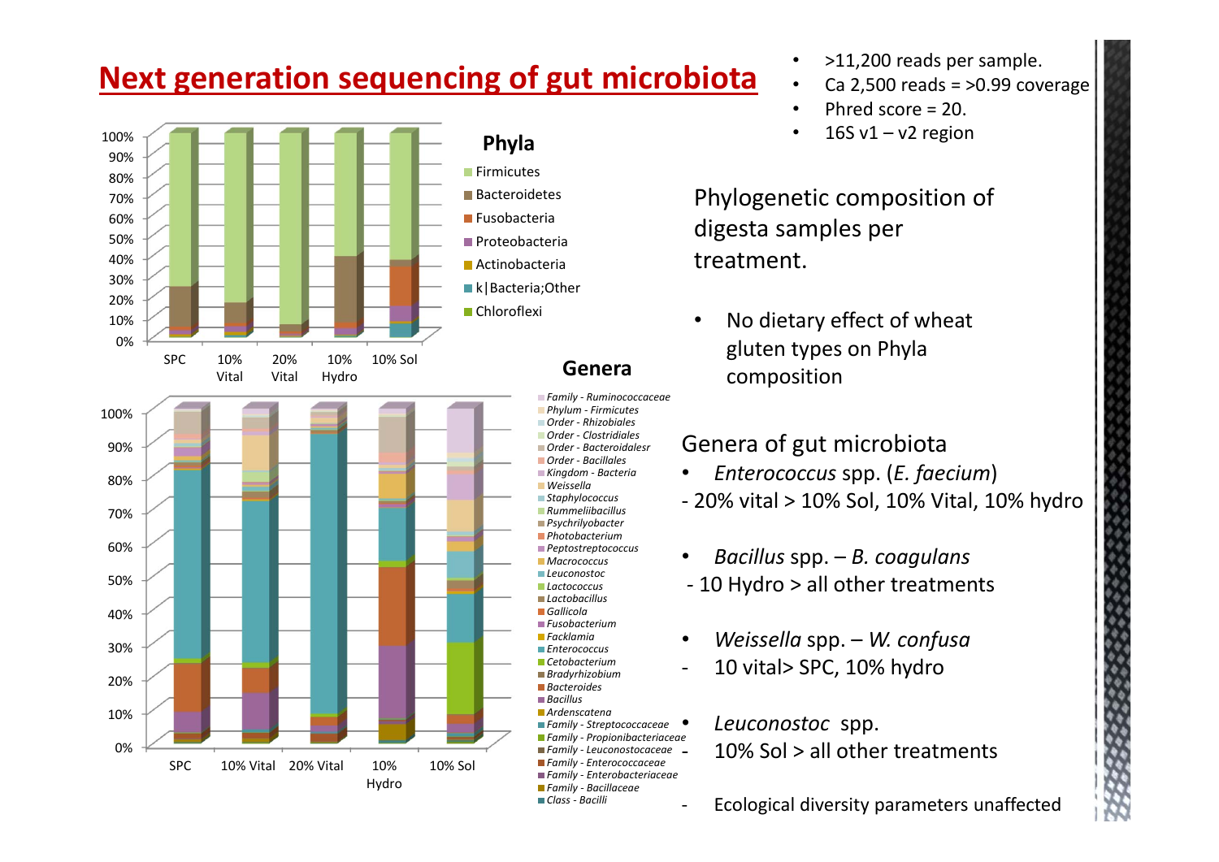# Next generation sequencing of gut microbiota

- >11,200 reads per sample.
- Ca 2,500 reads = >0.99 coverage
- Phred score = 20.
- 16S v1 – v2 region

**Phyla**

100%
90%
80%
70%
60%
50%
40%
30%
20%
10%
0%

SPC
10% Vital
20% Vital
10% Hydro
10% Sol

Firmicutes
Bacteroidetes
Fusobacteria
Proteobacteria
Actinobacteria
k|Bacteria;Other
Chloroflexi

**Genera**

100%
90%
80%
70%
60%
50%
40%
30%
20%
10%
0%

SPC
10% Vital
20% Vital
10% Hydro
10% Sol

*Family - Ruminococcaceae*
*Phylum - Firmicutes*
*Order - Rhizobiales*
*Order - Clostridiales*
*Order - Bacteroidalesr*
*Order - Bacillales*
*Kingdom - Bacteria*
*Weissella*
*Staphylococcus*
*Rummeliibacillus*
*Psychrilyobacter*
*Photobacterium*
*Peptostreptococcus*
*Macrococcus*
*Leuconostoc*
*Lactococcus*
*Lactobacillus*
*Gallicola*
*Fusobacterium*
*Facklamia*
*Enterococcus*
*Cetobacterium*
*Bradyrhizobium*
*Bacteroides*
*Bacillus*
*Ardenscatena*
*Family - Streptococcaceae*
*Family - Propionibacteriaceae*
*Family - Leuconostocaceae*
*Family - Enterococcaceae*
*Family - Enterobacteriaceae*
*Family - Bacillaceae*
*Class - Bacilli*

Phylogenetic composition of digesta samples per treatment.

- No dietary effect of wheat gluten types on Phyla composition

Genera of gut microbiota

- *Enterococcus* spp. (*E. faecium*)
- 20% vital > 10% Sol, 10% Vital, 10% hydro

- *Bacillus* spp. – *B. coagulans*
- 10 Hydro > all other treatments

- *Weissella* spp. – *W. confusa*
- 10 vital> SPC, 10% hydro

- *Leuconostoc* spp.
- 10% Sol > all other treatments

- Ecological diversity parameters unaffected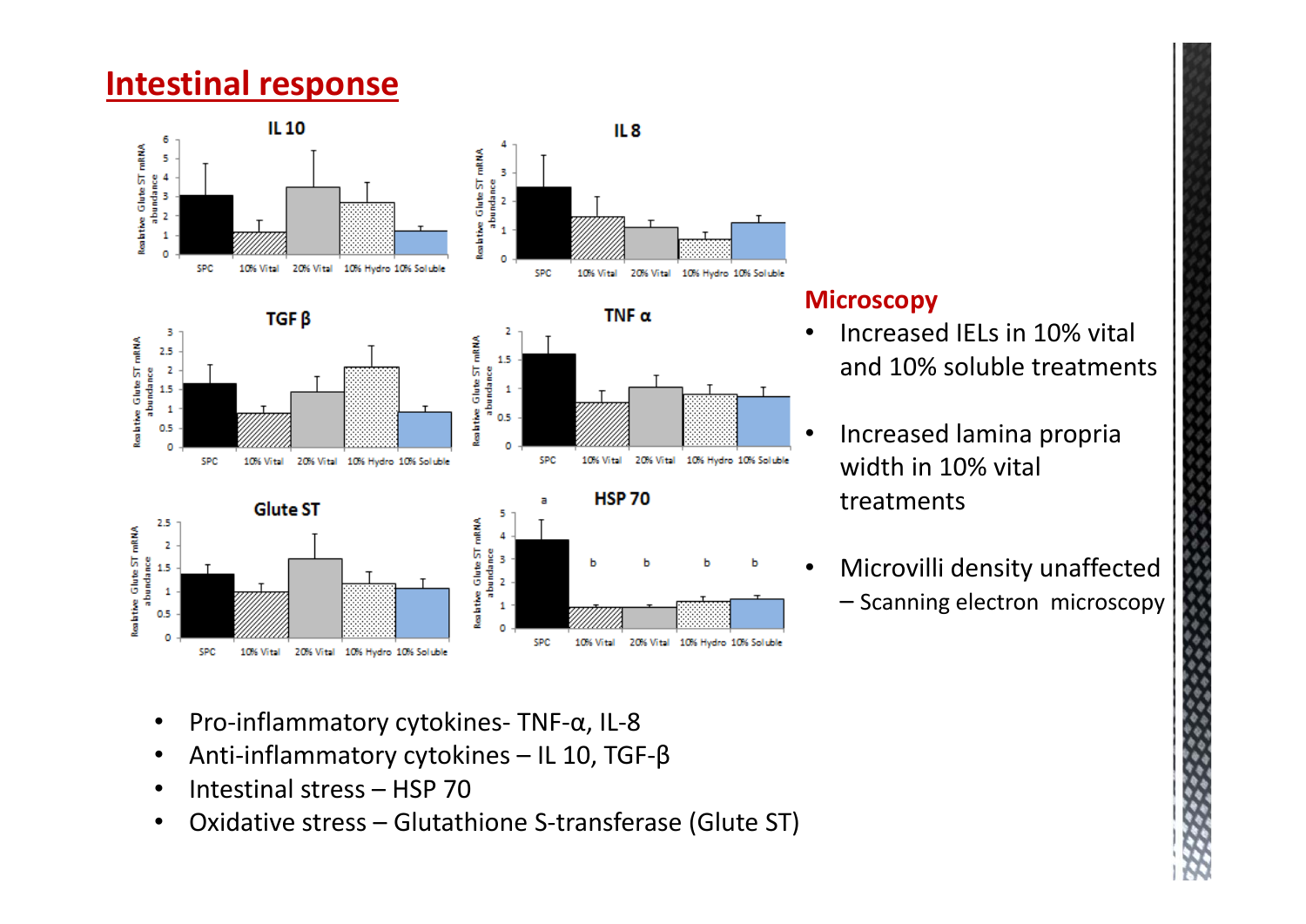## Intestinal response

IL 10

Realtive Glute ST mRNA abundance

0 1 2 3 4 5 6

SPC 10% Vital 20% Vital 10% Hydro 10% Soluble

IL 8

Realtive Glute ST mRNA abundance

0 1 2 3 4

SPC 10% Vital 20% Vital 10% Hydro 10% Soluble

TGF β

Realtive Glute ST mRNA abundance

0 0.5 1 1.5 2 2.5 3

SPC 10% Vital 20% Vital 10% Hydro 10% Soluble

TNF α

Realtive Glute ST mRNA abundance

0 0.5 1 1.5 2

SPC 10% Vital 20% Vital 10% Hydro 10% Soluble

Glute ST

Realtive Glute ST mRNA abundance

0 0.5 1 1.5 2 2.5

SPC 10% Vital 20% Vital 10% Hydro 10% Soluble

HSP 70

Realtive Glute ST mRNA abundance

0 1 2 3 4 5

a b b b b

SPC 10% Vital 20% Vital 10% Hydro 10% Soluble

### Microscopy

- Increased IELs in 10% vital and 10% soluble treatments
- Increased lamina propria width in 10% vital treatments
- Microvilli density unaffected
  – Scanning electron microscopy

- Pro-inflammatory cytokines- TNF-α, IL-8
- Anti-inflammatory cytokines – IL 10, TGF-β
- Intestinal stress – HSP 70
- Oxidative stress – Glutathione S-transferase (Glute ST)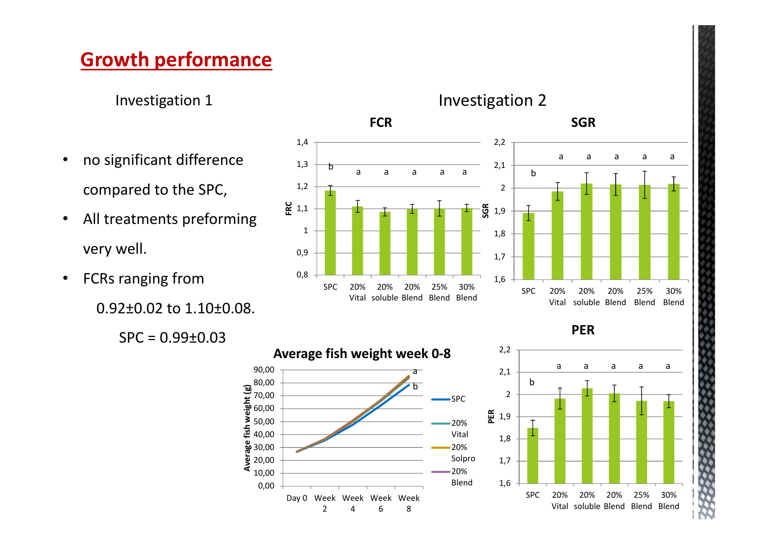# Growth performance

## Investigation 1

- no significant difference compared to the SPC,
- All treatments preforming very well.
- FCRs ranging from 0.92±0.02 to 1.10±0.08. SPC = 0.99±0.03

## Investigation 2

**FCR**

FRC

1,4
1,3
1,2
1,1
1
0,9
0,8

b a a a a a

SPC
20% Vital
20% soluble
20% Blend
25% Blend
30% Blend

**SGR**

SGR

2,2
2,1
2
1,9
1,8
1,7
1,6

b a a a a a

SPC
20% Vital
20% soluble
20% Blend
25% Blend
30% Blend

**Average fish weight week 0-8**

Average fish weight (g)

90,00
80,00
70,00
60,00
50,00
40,00
30,00
20,00
10,00
0,00

Day 0
Week 2
Week 4
Week 6
Week 8

a
b

SPC
20% Vital
20% Solpro
20% Blend

**PER**

PER

2,2
2,1
2
1,9
1,8
1,7
1,6

b a a a a a

SPC
20% Vital
20% soluble
20% Blend
25% Blend
30% Blend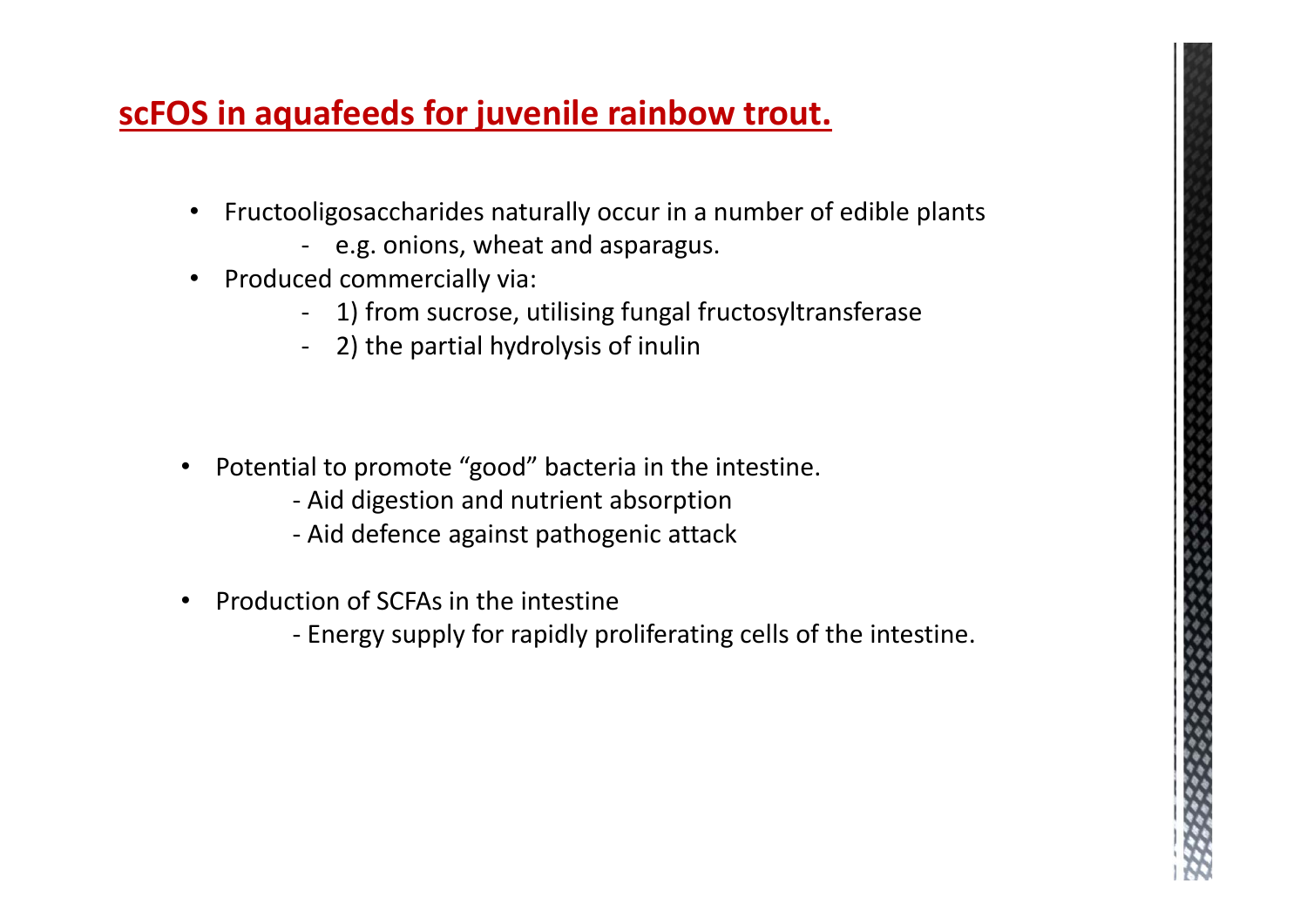## scFOS in aquafeeds for juvenile rainbow trout.

- Fructooligosaccharides naturally occur in a number of edible plants
  - e.g. onions, wheat and asparagus.
- Produced commercially via:
  - 1) from sucrose, utilising fungal fructosyltransferase
  - 2) the partial hydrolysis of inulin

- Potential to promote “good” bacteria in the intestine.
  - Aid digestion and nutrient absorption
  - Aid defence against pathogenic attack

- Production of SCFAs in the intestine
  - Energy supply for rapidly proliferating cells of the intestine.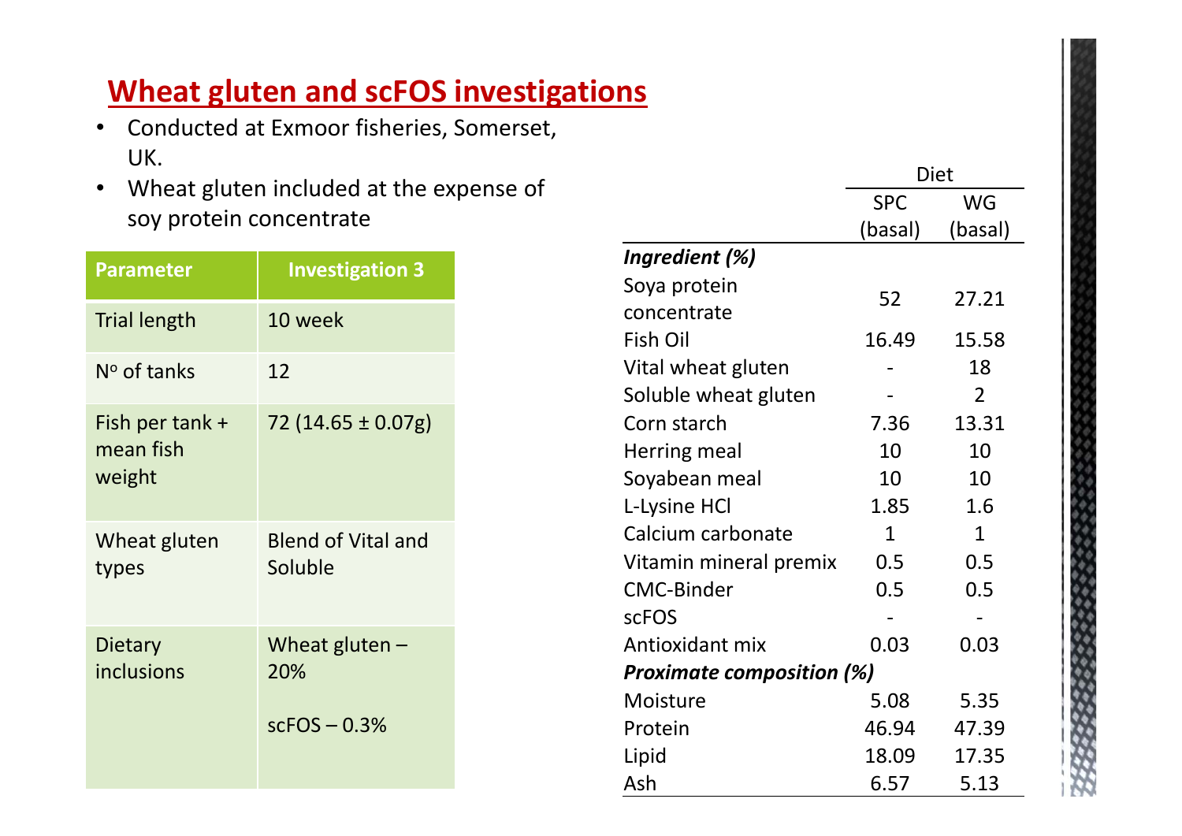## Wheat gluten and scFOS investigations

- Conducted at Exmoor fisheries, Somerset, UK.
- Wheat gluten included at the expense of soy protein concentrate

| Parameter | Investigation 3 |
|---|---|
| Trial length | 10 week |
| N° of tanks | 12 |
| Fish per tank + mean fish weight | 72 (14.65 ± 0.07g) |
| Wheat gluten types | Blend of Vital and Soluble |
| Dietary inclusions | Wheat gluten – 20%<br>scFOS – 0.3% |

| | Diet | |
|---|---|---|
| | SPC (basal) | WG (basal) |
| ***Ingredient (%)*** | | |
| Soya protein concentrate | 52 | 27.21 |
| Fish Oil | 16.49 | 15.58 |
| Vital wheat gluten | - | 18 |
| Soluble wheat gluten | - | 2 |
| Corn starch | 7.36 | 13.31 |
| Herring meal | 10 | 10 |
| Soyabean meal | 10 | 10 |
| L-Lysine HCl | 1.85 | 1.6 |
| Calcium carbonate | 1 | 1 |
| Vitamin mineral premix | 0.5 | 0.5 |
| CMC-Binder | 0.5 | 0.5 |
| scFOS | - | - |
| Antioxidant mix | 0.03 | 0.03 |
| ***Proximate composition (%)*** | | |
| Moisture | 5.08 | 5.35 |
| Protein | 46.94 | 47.39 |
| Lipid | 18.09 | 17.35 |
| Ash | 6.57 | 5.13 |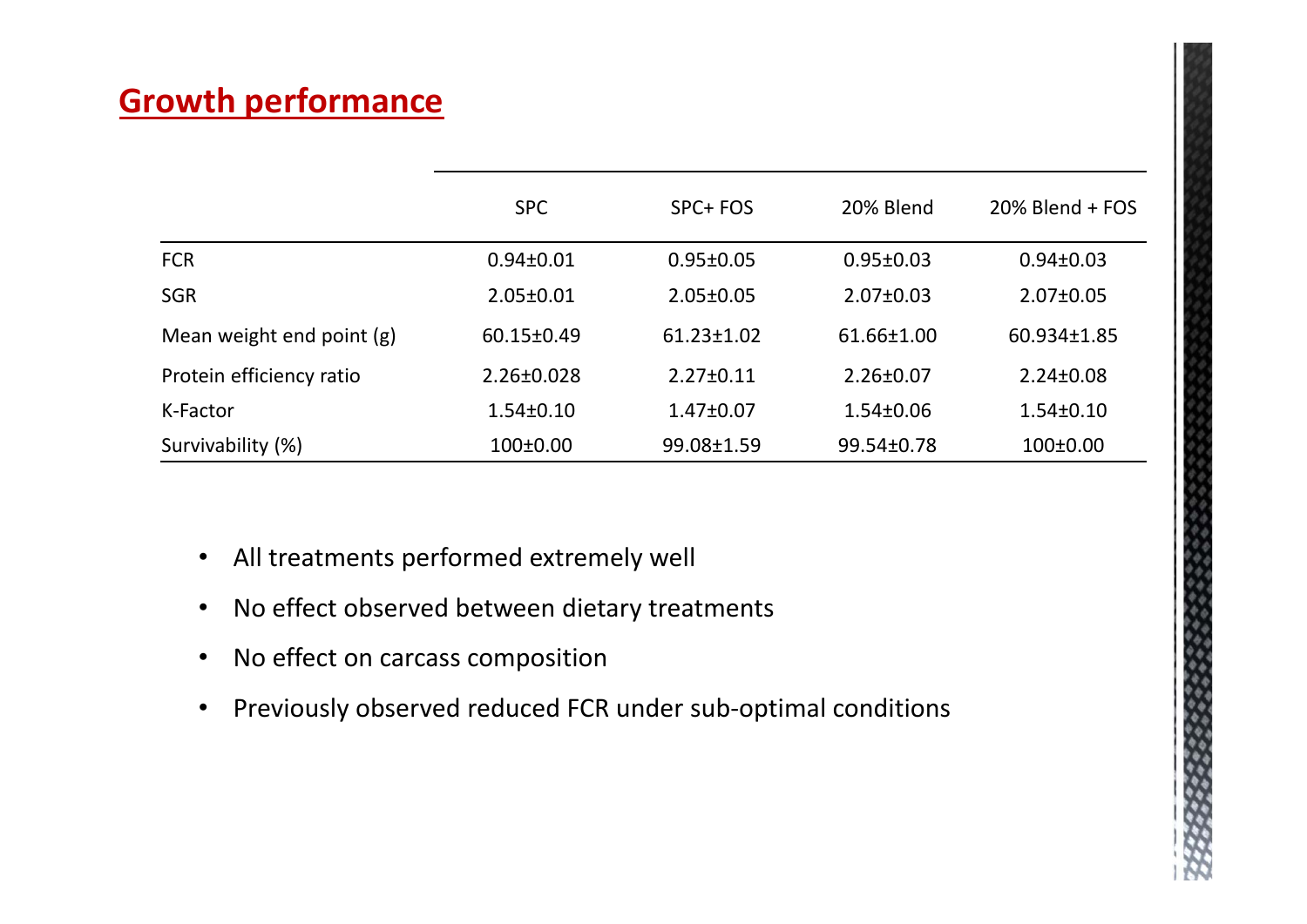## Growth performance

| | SPC | SPC+ FOS | 20% Blend | 20% Blend + FOS |
|---|---|---|---|---|
| FCR | 0.94±0.01 | 0.95±0.05 | 0.95±0.03 | 0.94±0.03 |
| SGR | 2.05±0.01 | 2.05±0.05 | 2.07±0.03 | 2.07±0.05 |
| Mean weight end point (g) | 60.15±0.49 | 61.23±1.02 | 61.66±1.00 | 60.934±1.85 |
| Protein efficiency ratio | 2.26±0.028 | 2.27±0.11 | 2.26±0.07 | 2.24±0.08 |
| K-Factor | 1.54±0.10 | 1.47±0.07 | 1.54±0.06 | 1.54±0.10 |
| Survivability (%) | 100±0.00 | 99.08±1.59 | 99.54±0.78 | 100±0.00 |

- All treatments performed extremely well
- No effect observed between dietary treatments
- No effect on carcass composition
- Previously observed reduced FCR under sub-optimal conditions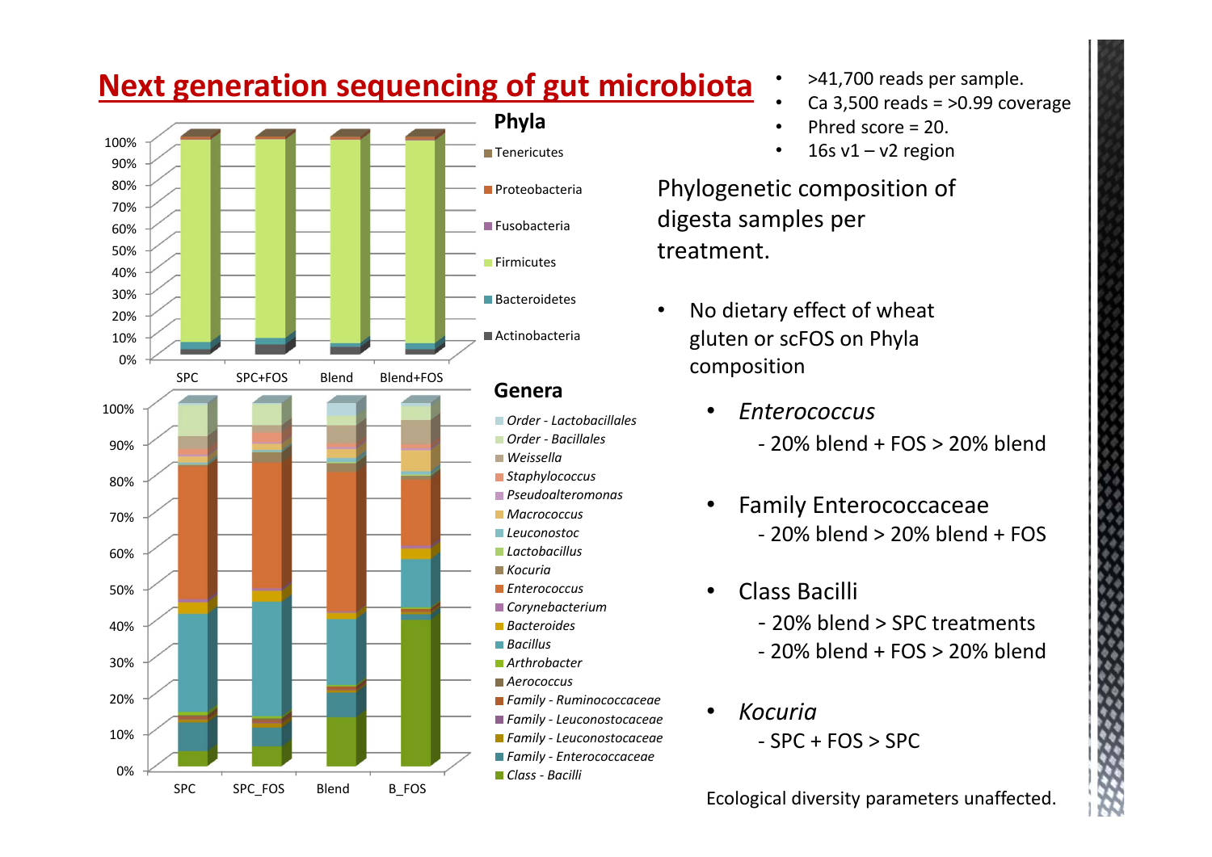# Next generation sequencing of gut microbiota

- >41,700 reads per sample.
- Ca 3,500 reads = >0.99 coverage
- Phred score = 20.
- 16s v1 – v2 region

**Phyla**

100%
90%
80%
70%
60%
50%
40%
30%
20%
10%
0%

SPC SPC+FOS Blend Blend+FOS

Tenericutes
Proteobacteria
Fusobacteria
Firmicutes
Bacteroidetes
Actinobacteria

**Genera**

100%
90%
80%
70%
60%
50%
40%
30%
20%
10%
0%

SPC SPC_FOS Blend B_FOS

*Order - Lactobacillales*
*Order - Bacillales*
*Weissella*
*Staphylococcus*
*Pseudoalteromonas*
*Macrococcus*
*Leuconostoc*
*Lactobacillus*
*Kocuria*
*Enterococcus*
*Corynebacterium*
*Bacteroides*
*Bacillus*
*Arthrobacter*
*Aerococcus*
*Family - Ruminococcaceae*
*Family - Leuconostocaceae*
*Family - Leuconostocaceae*
*Family - Enterococcaceae*
*Class - Bacilli*

Phylogenetic composition of digesta samples per treatment.

- No dietary effect of wheat gluten or scFOS on Phyla composition
  - *Enterococcus*
    - 20% blend + FOS > 20% blend
  - Family Enterococcaceae
    - 20% blend > 20% blend + FOS
  - Class Bacilli
    - 20% blend > SPC treatments
    - 20% blend + FOS > 20% blend
  - *Kocuria*
    - SPC + FOS > SPC

Ecological diversity parameters unaffected.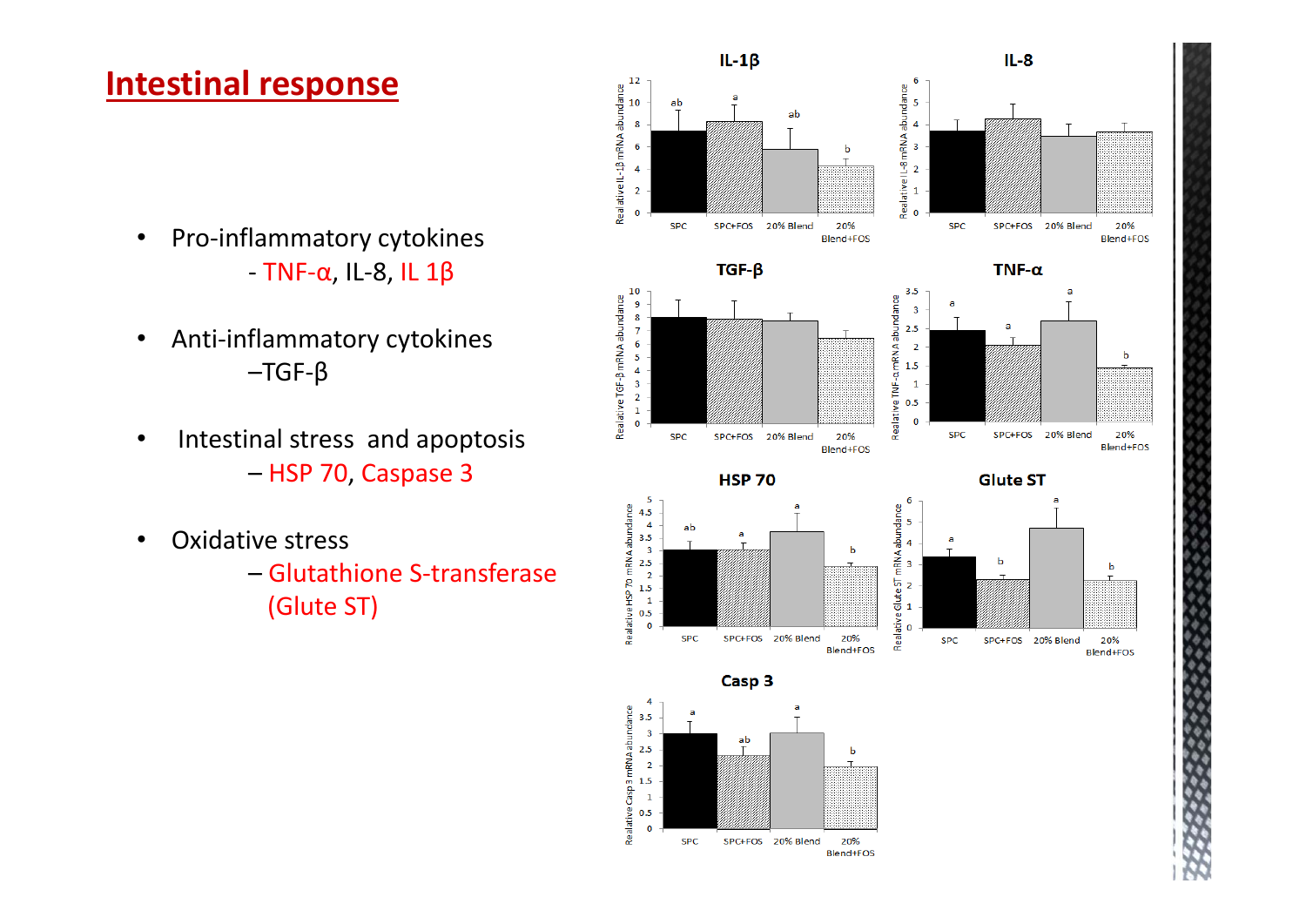# Intestinal response

- Pro-inflammatory cytokines
  - TNF-α, IL-8, IL 1β
- Anti-inflammatory cytokines
  - TGF-β
- Intestinal stress and apoptosis
  - HSP 70, Caspase 3
- Oxidative stress
  - Glutathione S-transferase (Glute ST)

IL-1β

Realative IL-1β mRNA abundance

12
10
8
6
4
2
0

ab
a
ab
b

SPC
SPC+FOS
20% Blend
20% Blend+FOS

IL-8

Realative IL-8 mRNA abundance

6
5
4
3
2
1
0

SPC
SPC+FOS
20% Blend
20% Blend+FOS

TGF-β

Realative TGF-β mRNA abundance

10
9
8
7
6
5
4
3
2
1
0

SPC
SPC+FOS
20% Blend
20% Blend+FOS

TNF-α

Realative TNF-α mRNA abundance

3.5
3
2.5
2
1.5
1
0.5
0

a
a
a
b

SPC
SPC+FOS
20% Blend
20% Blend+FOS

HSP 70

Realative HSP 70 mRNA abundance

5
4.5
4
3.5
3
2.5
2
1.5
1
0.5
0

ab
a
a
b

SPC
SPC+FOS
20% Blend
20% Blend+FOS

Glute ST

Realative Glute ST mRNA abundance

6
5
4
3
2
1
0

a
b
a
b

SPC
SPC+FOS
20% Blend
20% Blend+FOS

Casp 3

Realative Casp 3 mRNA abundance

4
3.5
3
2.5
2
1.5
1
0.5
0

a
ab
a
b

SPC
SPC+FOS
20% Blend
20% Blend+FOS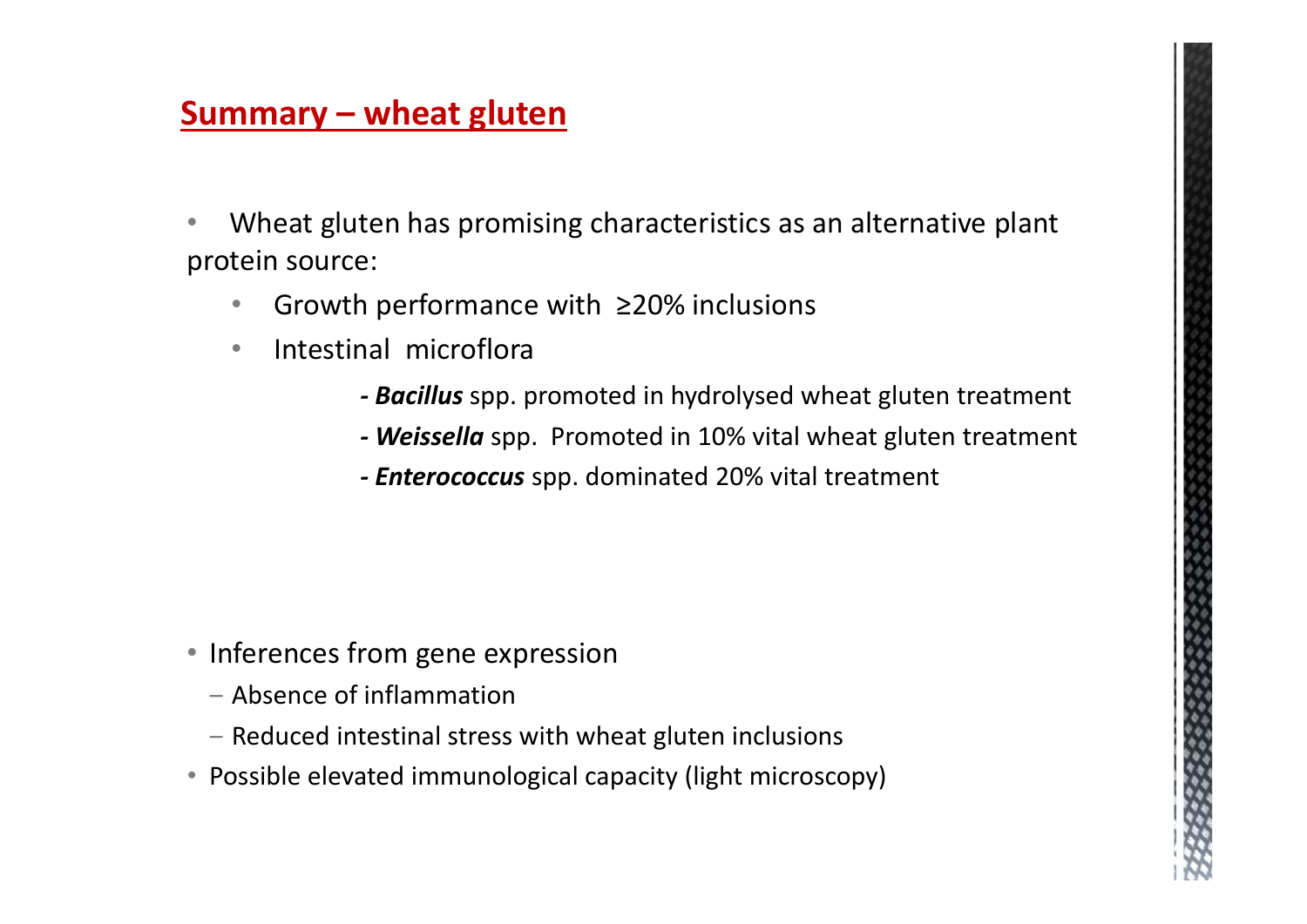## Summary – wheat gluten

- Wheat gluten has promising characteristics as an alternative plant protein source:
  - Growth performance with ≥20% inclusions
  - Intestinal microflora
    - ***Bacillus*** spp. promoted in hydrolysed wheat gluten treatment
    - ***Weissella*** spp. Promoted in 10% vital wheat gluten treatment
    - ***Enterococcus*** spp. dominated 20% vital treatment

- Inferences from gene expression
  - Absence of inflammation
  - Reduced intestinal stress with wheat gluten inclusions
- Possible elevated immunological capacity (light microscopy)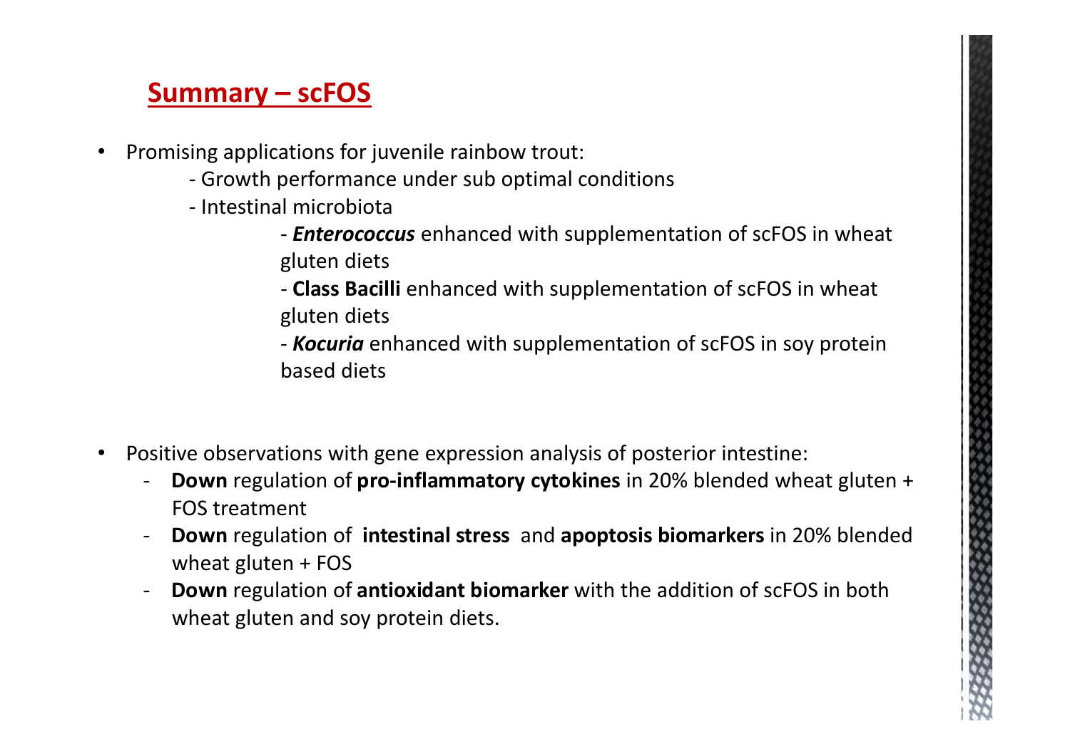## Summary – scFOS

- Promising applications for juvenile rainbow trout:
  - Growth performance under sub optimal conditions
  - Intestinal microbiota
    - ***Enterococcus*** enhanced with supplementation of scFOS in wheat gluten diets
    - **Class Bacilli** enhanced with supplementation of scFOS in wheat gluten diets
    - ***Kocuria*** enhanced with supplementation of scFOS in soy protein based diets

- Positive observations with gene expression analysis of posterior intestine:
  - **Down** regulation of **pro-inflammatory cytokines** in 20% blended wheat gluten + FOS treatment
  - **Down** regulation of **intestinal stress** and **apoptosis biomarkers** in 20% blended wheat gluten + FOS
  - **Down** regulation of **antioxidant biomarker** with the addition of scFOS in both wheat gluten and soy protein diets.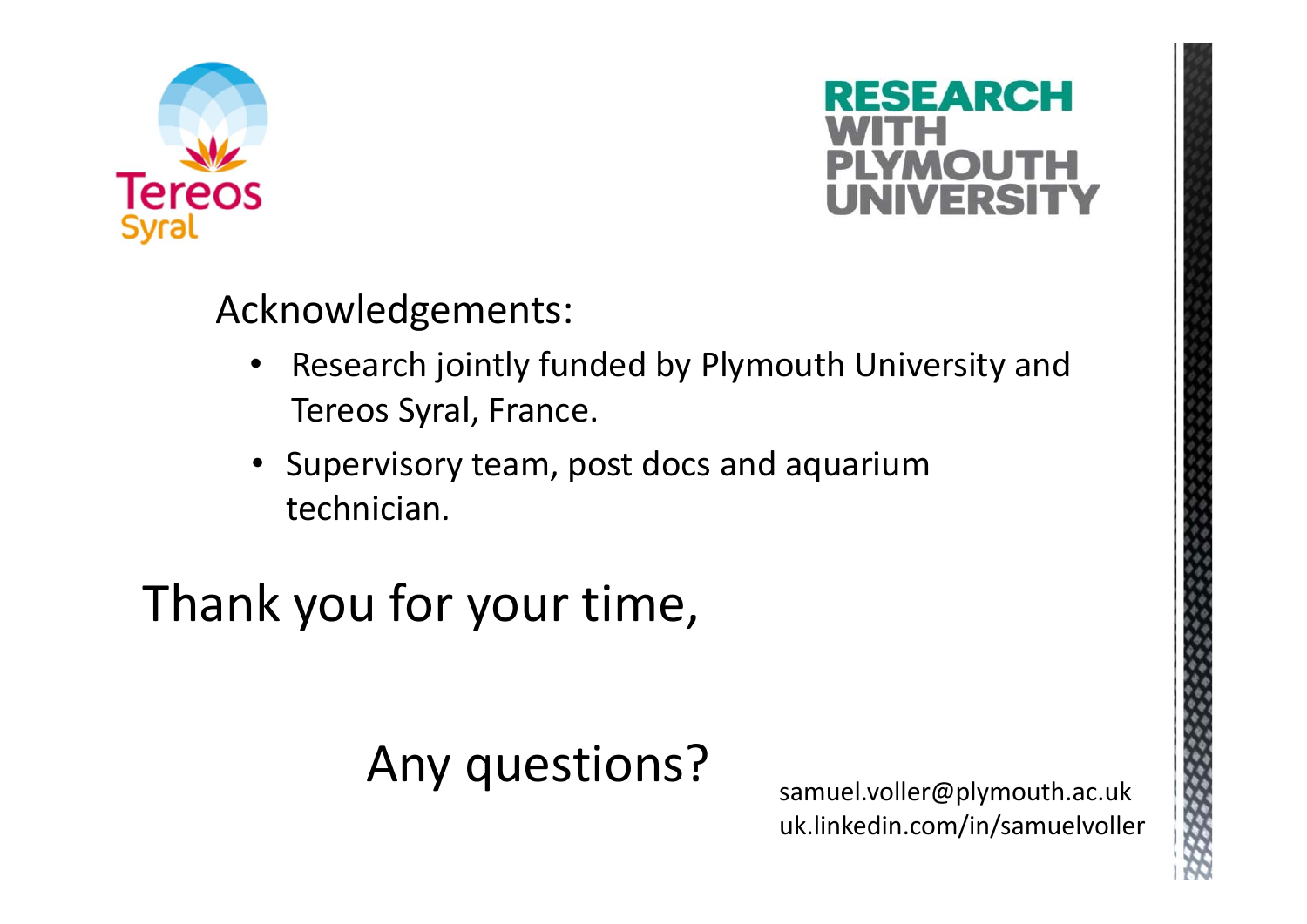Tereos Syral

RESEARCH WITH PLYMOUTH UNIVERSITY

Acknowledgements:

- Research jointly funded by Plymouth University and Tereos Syral, France.
- Supervisory team, post docs and aquarium technician.

Thank you for your time,

Any questions?

samuel.voller@plymouth.ac.uk
uk.linkedin.com/in/samuelvoller